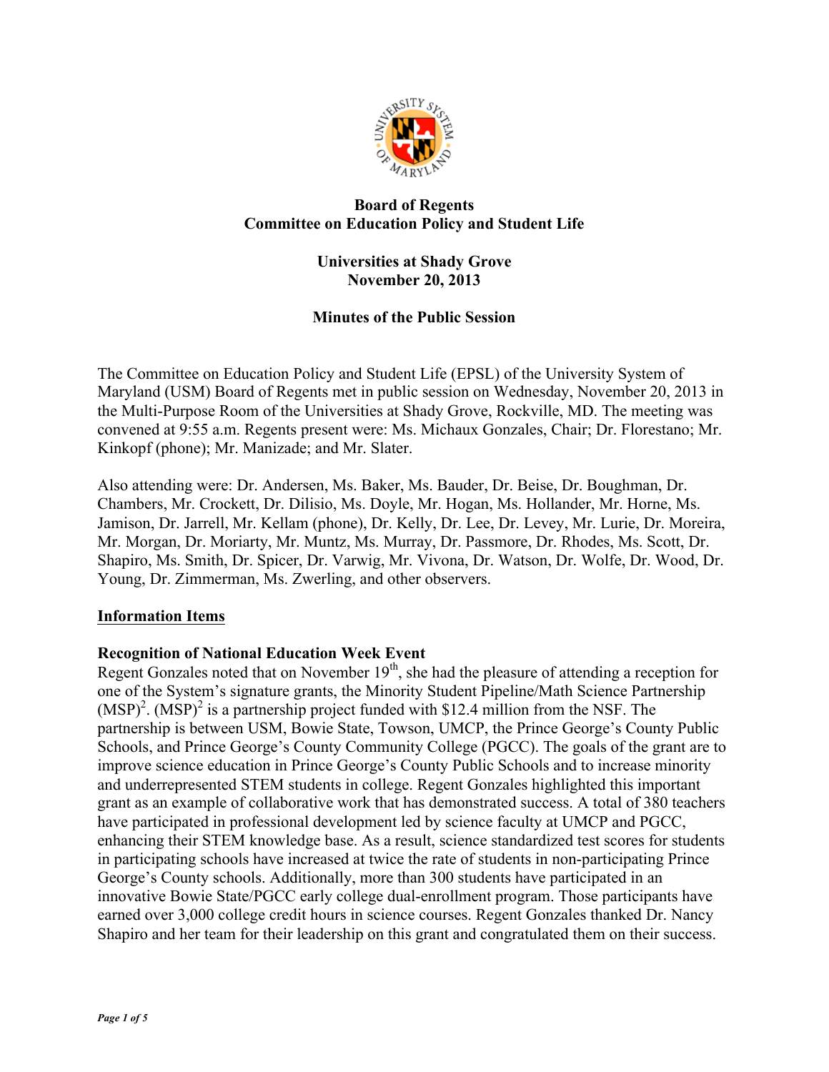**Board of Regents**
**Committee on Education Policy and Student Life**

**Universities at Shady Grove**
**November 20, 2013**

**Minutes of the Public Session**

The Committee on Education Policy and Student Life (EPSL) of the University System of Maryland (USM) Board of Regents met in public session on Wednesday, November 20, 2013 in the Multi-Purpose Room of the Universities at Shady Grove, Rockville, MD. The meeting was convened at 9:55 a.m. Regents present were: Ms. Michaux Gonzales, Chair; Dr. Florestano; Mr. Kinkopf (phone); Mr. Manizade; and Mr. Slater.

Also attending were: Dr. Andersen, Ms. Baker, Ms. Bauder, Dr. Beise, Dr. Boughman, Dr. Chambers, Mr. Crockett, Dr. Dilisio, Ms. Doyle, Mr. Hogan, Ms. Hollander, Mr. Horne, Ms. Jamison, Dr. Jarrell, Mr. Kellam (phone), Dr. Kelly, Dr. Lee, Dr. Levey, Mr. Lurie, Dr. Moreira, Mr. Morgan, Dr. Moriarty, Mr. Muntz, Ms. Murray, Dr. Passmore, Dr. Rhodes, Ms. Scott, Dr. Shapiro, Ms. Smith, Dr. Spicer, Dr. Varwig, Mr. Vivona, Dr. Watson, Dr. Wolfe, Dr. Wood, Dr. Young, Dr. Zimmerman, Ms. Zwerling, and other observers.

## Information Items

**Recognition of National Education Week Event**
Regent Gonzales noted that on November 19th, she had the pleasure of attending a reception for one of the System's signature grants, the Minority Student Pipeline/Math Science Partnership $(MSP)^2$. $(MSP)^2$ is a partnership project funded with \$12.4 million from the NSF. The partnership is between USM, Bowie State, Towson, UMCP, the Prince George's County Public Schools, and Prince George's County Community College (PGCC). The goals of the grant are to improve science education in Prince George's County Public Schools and to increase minority and underrepresented STEM students in college. Regent Gonzales highlighted this important grant as an example of collaborative work that has demonstrated success. A total of 380 teachers have participated in professional development led by science faculty at UMCP and PGCC, enhancing their STEM knowledge base. As a result, science standardized test scores for students in participating schools have increased at twice the rate of students in non-participating Prince George's County schools. Additionally, more than 300 students have participated in an innovative Bowie State/PGCC early college dual-enrollment program. Those participants have earned over 3,000 college credit hours in science courses. Regent Gonzales thanked Dr. Nancy Shapiro and her team for their leadership on this grant and congratulated them on their success.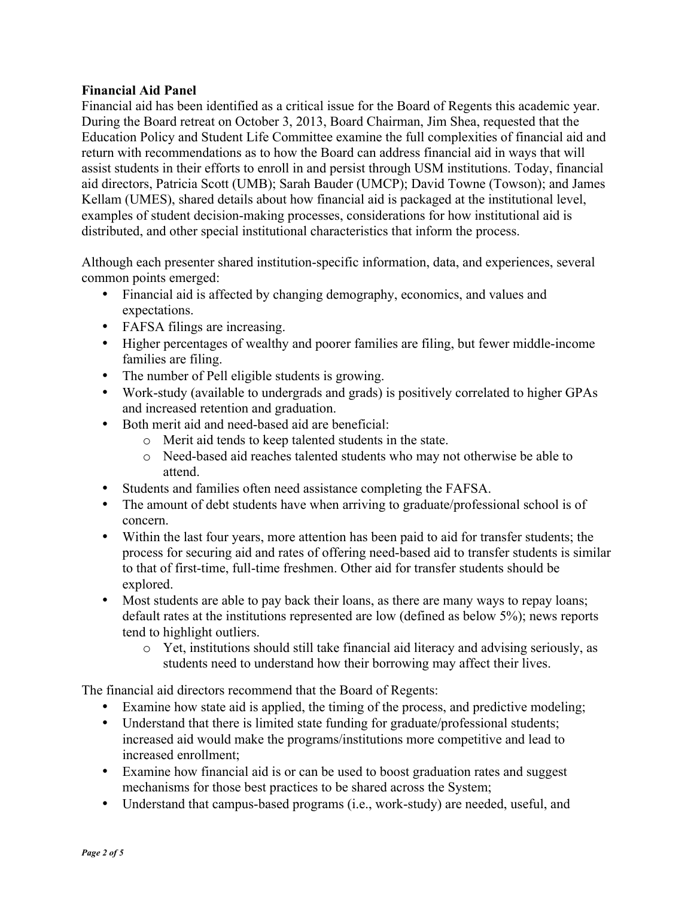**Financial Aid Panel**

Financial aid has been identified as a critical issue for the Board of Regents this academic year. During the Board retreat on October 3, 2013, Board Chairman, Jim Shea, requested that the Education Policy and Student Life Committee examine the full complexities of financial aid and return with recommendations as to how the Board can address financial aid in ways that will assist students in their efforts to enroll in and persist through USM institutions. Today, financial aid directors, Patricia Scott (UMB); Sarah Bauder (UMCP); David Towne (Towson); and James Kellam (UMES), shared details about how financial aid is packaged at the institutional level, examples of student decision-making processes, considerations for how institutional aid is distributed, and other special institutional characteristics that inform the process.

Although each presenter shared institution-specific information, data, and experiences, several common points emerged:

- Financial aid is affected by changing demography, economics, and values and expectations.
- FAFSA filings are increasing.
- Higher percentages of wealthy and poorer families are filing, but fewer middle-income families are filing.
- The number of Pell eligible students is growing.
- Work-study (available to undergrads and grads) is positively correlated to higher GPAs and increased retention and graduation.
- Both merit aid and need-based aid are beneficial:
    - Merit aid tends to keep talented students in the state.
    - Need-based aid reaches talented students who may not otherwise be able to attend.
- Students and families often need assistance completing the FAFSA.
- The amount of debt students have when arriving to graduate/professional school is of concern.
- Within the last four years, more attention has been paid to aid for transfer students; the process for securing aid and rates of offering need-based aid to transfer students is similar to that of first-time, full-time freshmen. Other aid for transfer students should be explored.
- Most students are able to pay back their loans, as there are many ways to repay loans; default rates at the institutions represented are low (defined as below 5%); news reports tend to highlight outliers.
    - Yet, institutions should still take financial aid literacy and advising seriously, as students need to understand how their borrowing may affect their lives.

The financial aid directors recommend that the Board of Regents:

- Examine how state aid is applied, the timing of the process, and predictive modeling;
- Understand that there is limited state funding for graduate/professional students; increased aid would make the programs/institutions more competitive and lead to increased enrollment;
- Examine how financial aid is or can be used to boost graduation rates and suggest mechanisms for those best practices to be shared across the System;
- Understand that campus-based programs (i.e., work-study) are needed, useful, and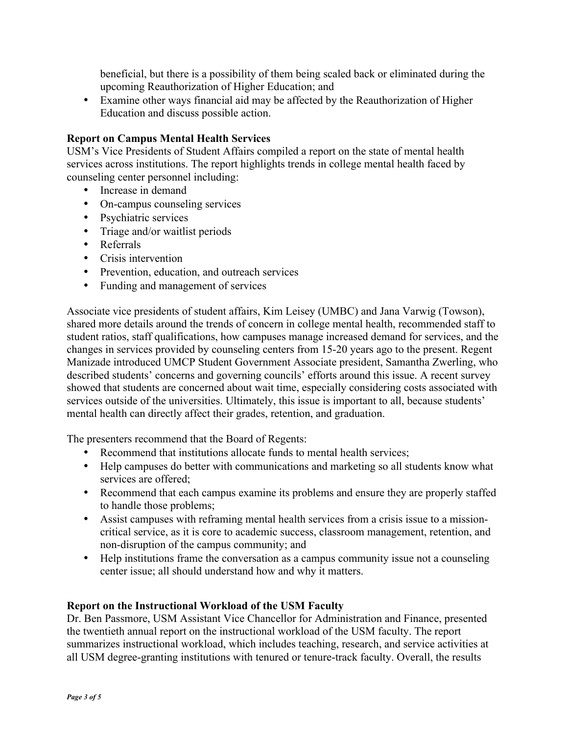beneficial, but there is a possibility of them being scaled back or eliminated during the upcoming Reauthorization of Higher Education; and

- Examine other ways financial aid may be affected by the Reauthorization of Higher Education and discuss possible action.

**Report on Campus Mental Health Services**

USM's Vice Presidents of Student Affairs compiled a report on the state of mental health services across institutions. The report highlights trends in college mental health faced by counseling center personnel including:

- Increase in demand
- On-campus counseling services
- Psychiatric services
- Triage and/or waitlist periods
- Referrals
- Crisis intervention
- Prevention, education, and outreach services
- Funding and management of services

Associate vice presidents of student affairs, Kim Leisey (UMBC) and Jana Varwig (Towson), shared more details around the trends of concern in college mental health, recommended staff to student ratios, staff qualifications, how campuses manage increased demand for services, and the changes in services provided by counseling centers from 15-20 years ago to the present. Regent Manizade introduced UMCP Student Government Associate president, Samantha Zwerling, who described students' concerns and governing councils' efforts around this issue. A recent survey showed that students are concerned about wait time, especially considering costs associated with services outside of the universities. Ultimately, this issue is important to all, because students' mental health can directly affect their grades, retention, and graduation.

The presenters recommend that the Board of Regents:

- Recommend that institutions allocate funds to mental health services;
- Help campuses do better with communications and marketing so all students know what services are offered;
- Recommend that each campus examine its problems and ensure they are properly staffed to handle those problems;
- Assist campuses with reframing mental health services from a crisis issue to a mission-critical service, as it is core to academic success, classroom management, retention, and non-disruption of the campus community; and
- Help institutions frame the conversation as a campus community issue not a counseling center issue; all should understand how and why it matters.

**Report on the Instructional Workload of the USM Faculty**

Dr. Ben Passmore, USM Assistant Vice Chancellor for Administration and Finance, presented the twentieth annual report on the instructional workload of the USM faculty. The report summarizes instructional workload, which includes teaching, research, and service activities at all USM degree-granting institutions with tenured or tenure-track faculty. Overall, the results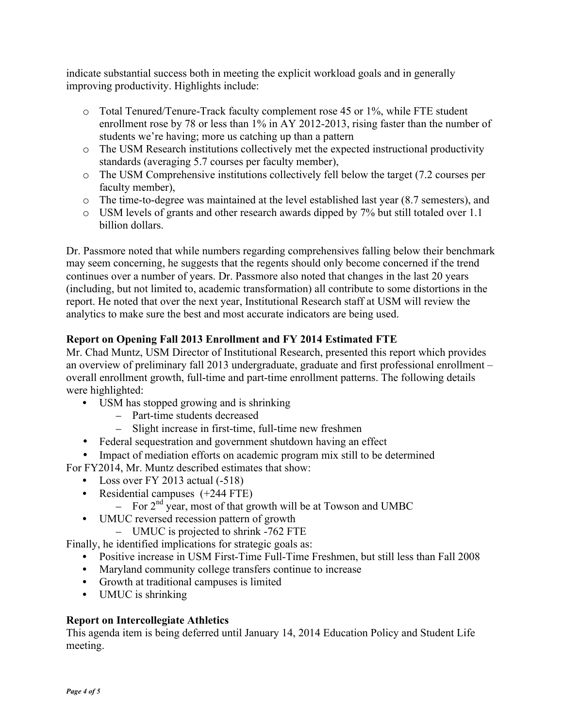indicate substantial success both in meeting the explicit workload goals and in generally improving productivity. Highlights include:

- Total Tenured/Tenure-Track faculty complement rose 45 or 1%, while FTE student enrollment rose by 78 or less than 1% in AY 2012-2013, rising faster than the number of students we're having; more us catching up than a pattern
- The USM Research institutions collectively met the expected instructional productivity standards (averaging 5.7 courses per faculty member),
- The USM Comprehensive institutions collectively fell below the target (7.2 courses per faculty member),
- The time-to-degree was maintained at the level established last year (8.7 semesters), and
- USM levels of grants and other research awards dipped by 7% but still totaled over 1.1 billion dollars.

Dr. Passmore noted that while numbers regarding comprehensives falling below their benchmark may seem concerning, he suggests that the regents should only become concerned if the trend continues over a number of years. Dr. Passmore also noted that changes in the last 20 years (including, but not limited to, academic transformation) all contribute to some distortions in the report. He noted that over the next year, Institutional Research staff at USM will review the analytics to make sure the best and most accurate indicators are being used.

**Report on Opening Fall 2013 Enrollment and FY 2014 Estimated FTE**

Mr. Chad Muntz, USM Director of Institutional Research, presented this report which provides an overview of preliminary fall 2013 undergraduate, graduate and first professional enrollment – overall enrollment growth, full-time and part-time enrollment patterns. The following details were highlighted:

- USM has stopped growing and is shrinking
  - Part-time students decreased
  - Slight increase in first-time, full-time new freshmen
- Federal sequestration and government shutdown having an effect
- Impact of mediation efforts on academic program mix still to be determined

For FY2014, Mr. Muntz described estimates that show:

- Loss over FY 2013 actual (-518)
- Residential campuses (+244 FTE)
  - For 2nd year, most of that growth will be at Towson and UMBC
- UMUC reversed recession pattern of growth
  - UMUC is projected to shrink -762 FTE

Finally, he identified implications for strategic goals as:

- Positive increase in USM First-Time Full-Time Freshmen, but still less than Fall 2008
- Maryland community college transfers continue to increase
- Growth at traditional campuses is limited
- UMUC is shrinking

**Report on Intercollegiate Athletics**

This agenda item is being deferred until January 14, 2014 Education Policy and Student Life meeting.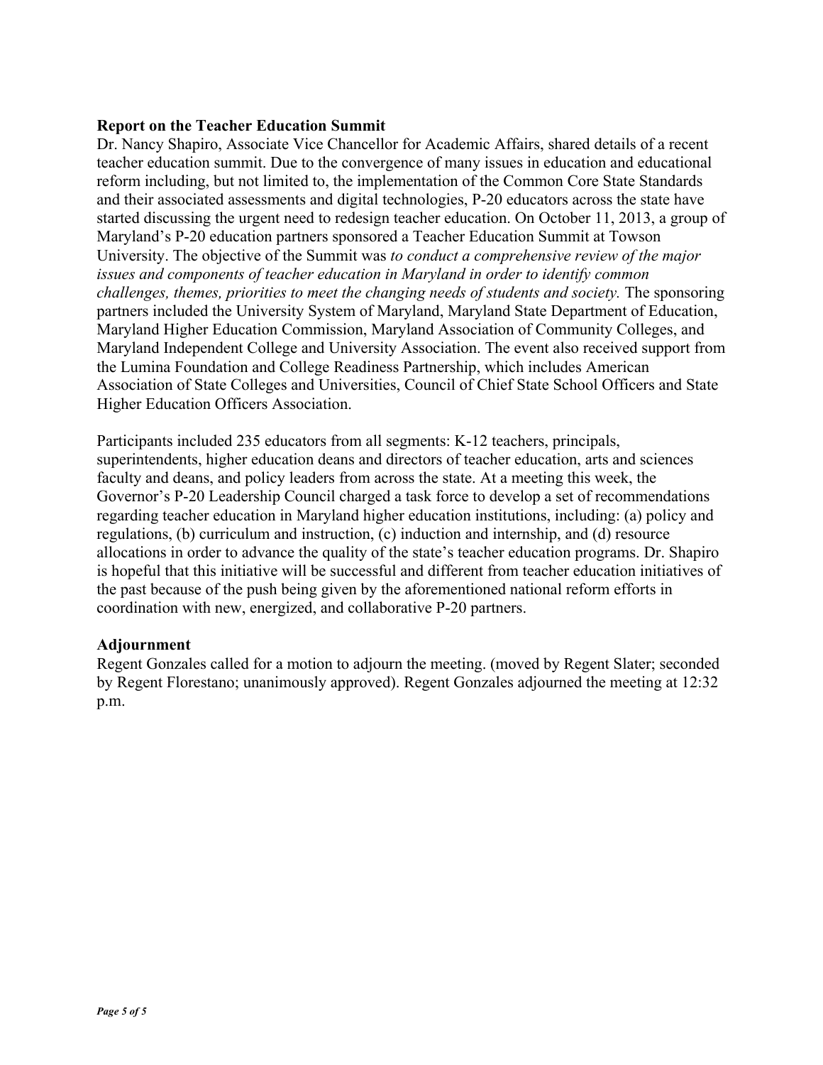**Report on the Teacher Education Summit**

Dr. Nancy Shapiro, Associate Vice Chancellor for Academic Affairs, shared details of a recent teacher education summit. Due to the convergence of many issues in education and educational reform including, but not limited to, the implementation of the Common Core State Standards and their associated assessments and digital technologies, P-20 educators across the state have started discussing the urgent need to redesign teacher education. On October 11, 2013, a group of Maryland's P-20 education partners sponsored a Teacher Education Summit at Towson University. The objective of the Summit was *to conduct a comprehensive review of the major issues and components of teacher education in Maryland in order to identify common challenges, themes, priorities to meet the changing needs of students and society.* The sponsoring partners included the University System of Maryland, Maryland State Department of Education, Maryland Higher Education Commission, Maryland Association of Community Colleges, and Maryland Independent College and University Association. The event also received support from the Lumina Foundation and College Readiness Partnership, which includes American Association of State Colleges and Universities, Council of Chief State School Officers and State Higher Education Officers Association.

Participants included 235 educators from all segments: K-12 teachers, principals, superintendents, higher education deans and directors of teacher education, arts and sciences faculty and deans, and policy leaders from across the state. At a meeting this week, the Governor's P-20 Leadership Council charged a task force to develop a set of recommendations regarding teacher education in Maryland higher education institutions, including: (a) policy and regulations, (b) curriculum and instruction, (c) induction and internship, and (d) resource allocations in order to advance the quality of the state's teacher education programs. Dr. Shapiro is hopeful that this initiative will be successful and different from teacher education initiatives of the past because of the push being given by the aforementioned national reform efforts in coordination with new, energized, and collaborative P-20 partners.

**Adjournment**

Regent Gonzales called for a motion to adjourn the meeting. (moved by Regent Slater; seconded by Regent Florestano; unanimously approved). Regent Gonzales adjourned the meeting at 12:32 p.m.